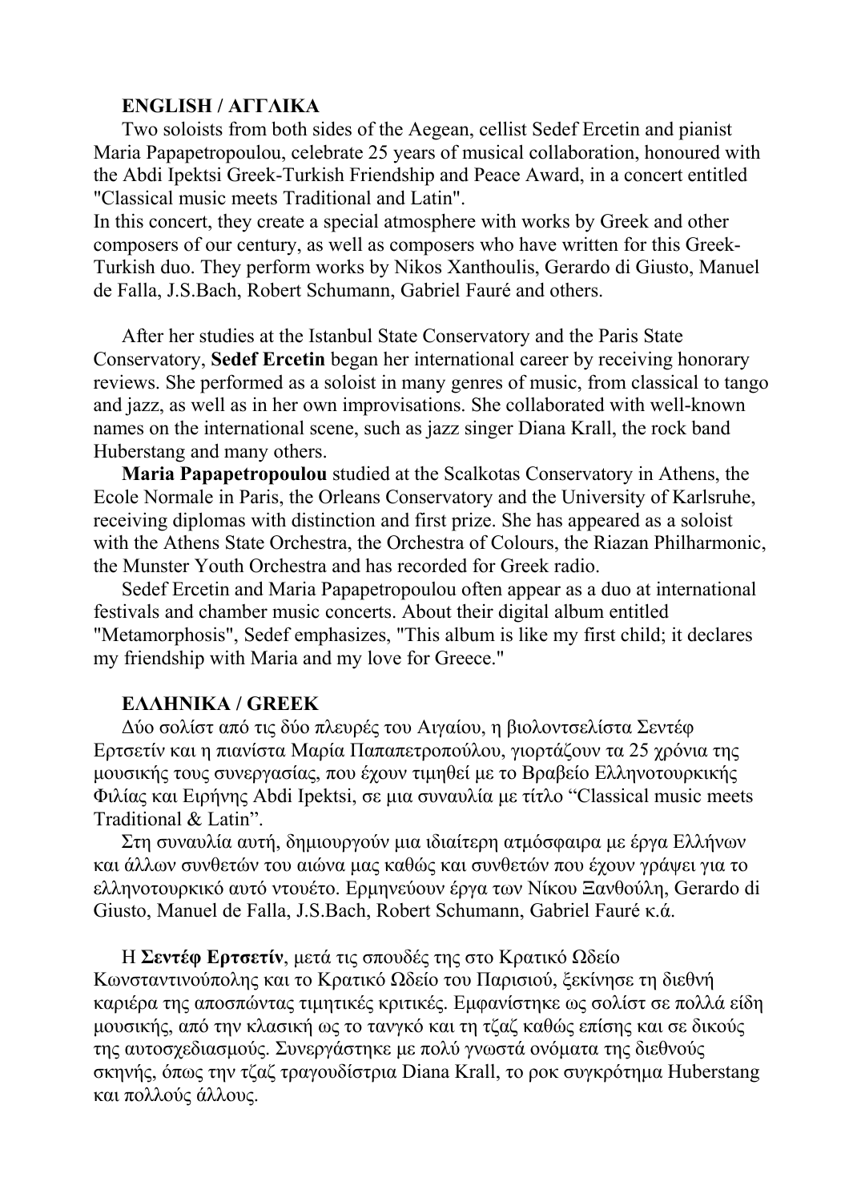**ENGLISH / ΑΓΓΛΙΚΑ**

Two soloists from both sides of the Aegean, cellist Sedef Ercetin and pianist Maria Papapetropoulou, celebrate 25 years of musical collaboration, honoured with the Abdi Ipektsi Greek-Turkish Friendship and Peace Award, in a concert entitled "Classical music meets Traditional and Latin".
In this concert, they create a special atmosphere with works by Greek and other composers of our century, as well as composers who have written for this Greek-Turkish duo. They perform works by Nikos Xanthoulis, Gerardo di Giusto, Manuel de Falla, J.S.Bach, Robert Schumann, Gabriel Fauré and others.

After her studies at the Istanbul State Conservatory and the Paris State Conservatory, **Sedef Ercetin** began her international career by receiving honorary reviews. She performed as a soloist in many genres of music, from classical to tango and jazz, as well as in her own improvisations. She collaborated with well-known names on the international scene, such as jazz singer Diana Krall, the rock band Huberstang and many others.

**Maria Papapetropoulou** studied at the Scalkotas Conservatory in Athens, the Ecole Normale in Paris, the Orleans Conservatory and the University of Karlsruhe, receiving diplomas with distinction and first prize. She has appeared as a soloist with the Athens State Orchestra, the Orchestra of Colours, the Riazan Philharmonic, the Munster Youth Orchestra and has recorded for Greek radio.

Sedef Ercetin and Maria Papapetropoulou often appear as a duo at international festivals and chamber music concerts. About their digital album entitled "Metamorphosis", Sedef emphasizes, "This album is like my first child; it declares my friendship with Maria and my love for Greece."

**ΕΛΛΗΝΙΚΑ / GREEK**

Δύο σολίστ από τις δύο πλευρές του Αιγαίου, η βιολοντσελίστα Σεντέφ Ερτσετίν και η πιανίστα Μαρία Παπαπετροπούλου, γιορτάζουν τα 25 χρόνια της μουσικής τους συνεργασίας, που έχουν τιμηθεί με το Βραβείο Ελληνοτουρκικής Φιλίας και Ειρήνης Abdi Ipektsi, σε μια συναυλία με τίτλο "Classical music meets Traditional & Latin".

Στη συναυλία αυτή, δημιουργούν μια ιδιαίτερη ατμόσφαιρα με έργα Ελλήνων και άλλων συνθετών του αιώνα μας καθώς και συνθετών που έχουν γράψει για το ελληνοτουρκικό αυτό ντουέτο. Ερμηνεύουν έργα των Νίκου Ξανθούλη, Gerardo di Giusto, Manuel de Falla, J.S.Bach, Robert Schumann, Gabriel Fauré κ.ά.

Η **Σεντέφ Ερτσετίν**, μετά τις σπουδές της στο Κρατικό Ωδείο Κωνσταντινούπολης και το Κρατικό Ωδείο του Παρισιού, ξεκίνησε τη διεθνή καριέρα της αποσπώντας τιμητικές κριτικές. Εμφανίστηκε ως σολίστ σε πολλά είδη μουσικής, από την κλασική ως το τανγκό και τη τζαζ καθώς επίσης και σε δικούς της αυτοσχεδιασμούς. Συνεργάστηκε με πολύ γνωστά ονόματα της διεθνούς σκηνής, όπως την τζαζ τραγουδίστρια Diana Krall, το ροκ συγκρότημα Huberstang και πολλούς άλλους.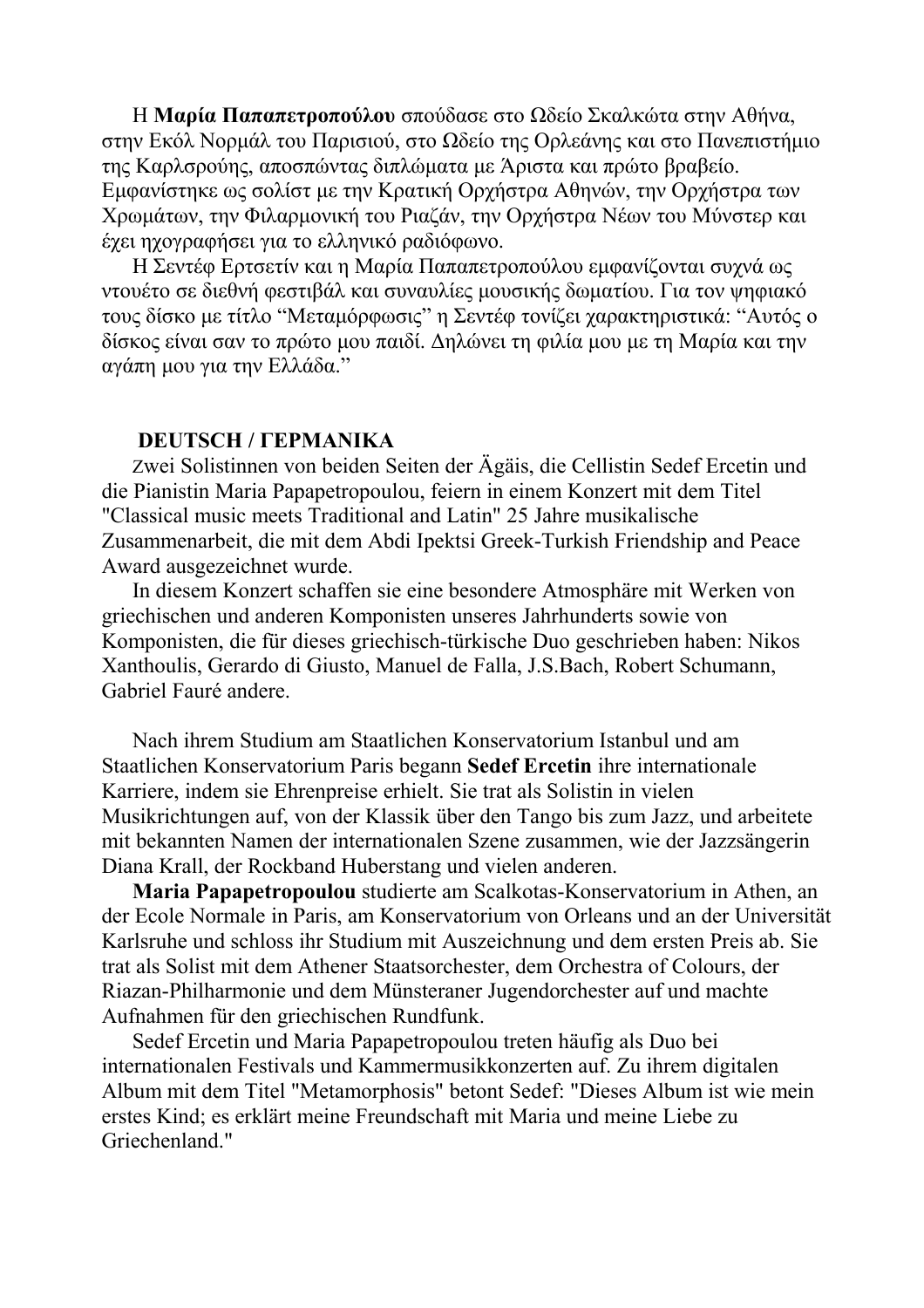Η **Μαρία Παπαπετροπούλου** σπούδασε στο Ωδείο Σκαλκώτα στην Αθήνα, στην Εκόλ Νορμάλ του Παρισιού, στο Ωδείο της Ορλεάνης και στο Πανεπιστήμιο της Καρλσρούης, αποσπώντας διπλώματα με Άριστα και πρώτο βραβείο. Εμφανίστηκε ως σολίστ με την Κρατική Ορχήστρα Αθηνών, την Ορχήστρα των Χρωμάτων, την Φιλαρμονική του Ριαζάν, την Ορχήστρα Νέων του Μύνστερ και έχει ηχογραφήσει για το ελληνικό ραδιόφωνο.

Η Σεντέφ Ερτσετίν και η Μαρία Παπαπετροπούλου εμφανίζονται συχνά ως ντουέτο σε διεθνή φεστιβάλ και συναυλίες μουσικής δωματίου. Για τον ψηφιακό τους δίσκο με τίτλο "Μεταμόρφωσις" η Σεντέφ τονίζει χαρακτηριστικά: "Αυτός ο δίσκος είναι σαν το πρώτο μου παιδί. Δηλώνει τη φιλία μου με τη Μαρία και την αγάπη μου για την Ελλάδα."

**DEUTSCH / ΓΕΡΜΑΝΙΚΑ**

Zwei Solistinnen von beiden Seiten der Ägäis, die Cellistin Sedef Ercetin und die Pianistin Maria Papapetropoulou, feiern in einem Konzert mit dem Titel "Classical music meets Traditional and Latin" 25 Jahre musikalische Zusammenarbeit, die mit dem Abdi Ipektsi Greek-Turkish Friendship and Peace Award ausgezeichnet wurde.

In diesem Konzert schaffen sie eine besondere Atmosphäre mit Werken von griechischen und anderen Komponisten unseres Jahrhunderts sowie von Komponisten, die für dieses griechisch-türkische Duo geschrieben haben: Nikos Xanthoulis, Gerardo di Giusto, Manuel de Falla, J.S.Bach, Robert Schumann, Gabriel Fauré andere.

Nach ihrem Studium am Staatlichen Konservatorium Istanbul und am Staatlichen Konservatorium Paris begann **Sedef Ercetin** ihre internationale Karriere, indem sie Ehrenpreise erhielt. Sie trat als Solistin in vielen Musikrichtungen auf, von der Klassik über den Tango bis zum Jazz, und arbeitete mit bekannten Namen der internationalen Szene zusammen, wie der Jazzsängerin Diana Krall, der Rockband Huberstang und vielen anderen.

**Maria Papapetropoulou** studierte am Scalkotas-Konservatorium in Athen, an der Ecole Normale in Paris, am Konservatorium von Orleans und an der Universität Karlsruhe und schloss ihr Studium mit Auszeichnung und dem ersten Preis ab. Sie trat als Solist mit dem Athener Staatsorchester, dem Orchestra of Colours, der Riazan-Philharmonie und dem Münsteraner Jugendorchester auf und machte Aufnahmen für den griechischen Rundfunk.

Sedef Ercetin und Maria Papapetropoulou treten häufig als Duo bei internationalen Festivals und Kammermusikkonzerten auf. Zu ihrem digitalen Album mit dem Titel "Metamorphosis" betont Sedef: "Dieses Album ist wie mein erstes Kind; es erklärt meine Freundschaft mit Maria und meine Liebe zu Griechenland."